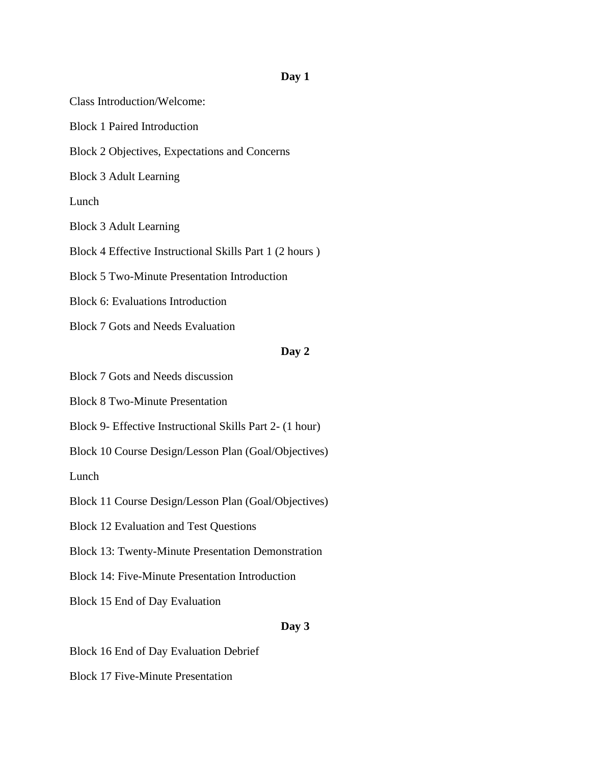**Day 1**

Class Introduction/Welcome:

Block 1 Paired Introduction

Block 2 Objectives, Expectations and Concerns

Block 3 Adult Learning

Lunch

Block 3 Adult Learning

Block 4 Effective Instructional Skills Part 1 (2 hours )

Block 5 Two-Minute Presentation Introduction

Block 6: Evaluations Introduction

Block 7 Gots and Needs Evaluation

**Day 2**

Block 7 Gots and Needs discussion

Block 8 Two-Minute Presentation

Block 9- Effective Instructional Skills Part 2- (1 hour)

Block 10 Course Design/Lesson Plan (Goal/Objectives)

Lunch

Block 11 Course Design/Lesson Plan (Goal/Objectives)

Block 12 Evaluation and Test Questions

Block 13: Twenty-Minute Presentation Demonstration

Block 14: Five-Minute Presentation Introduction

Block 15 End of Day Evaluation

**Day 3**

Block 16 End of Day Evaluation Debrief

Block 17 Five-Minute Presentation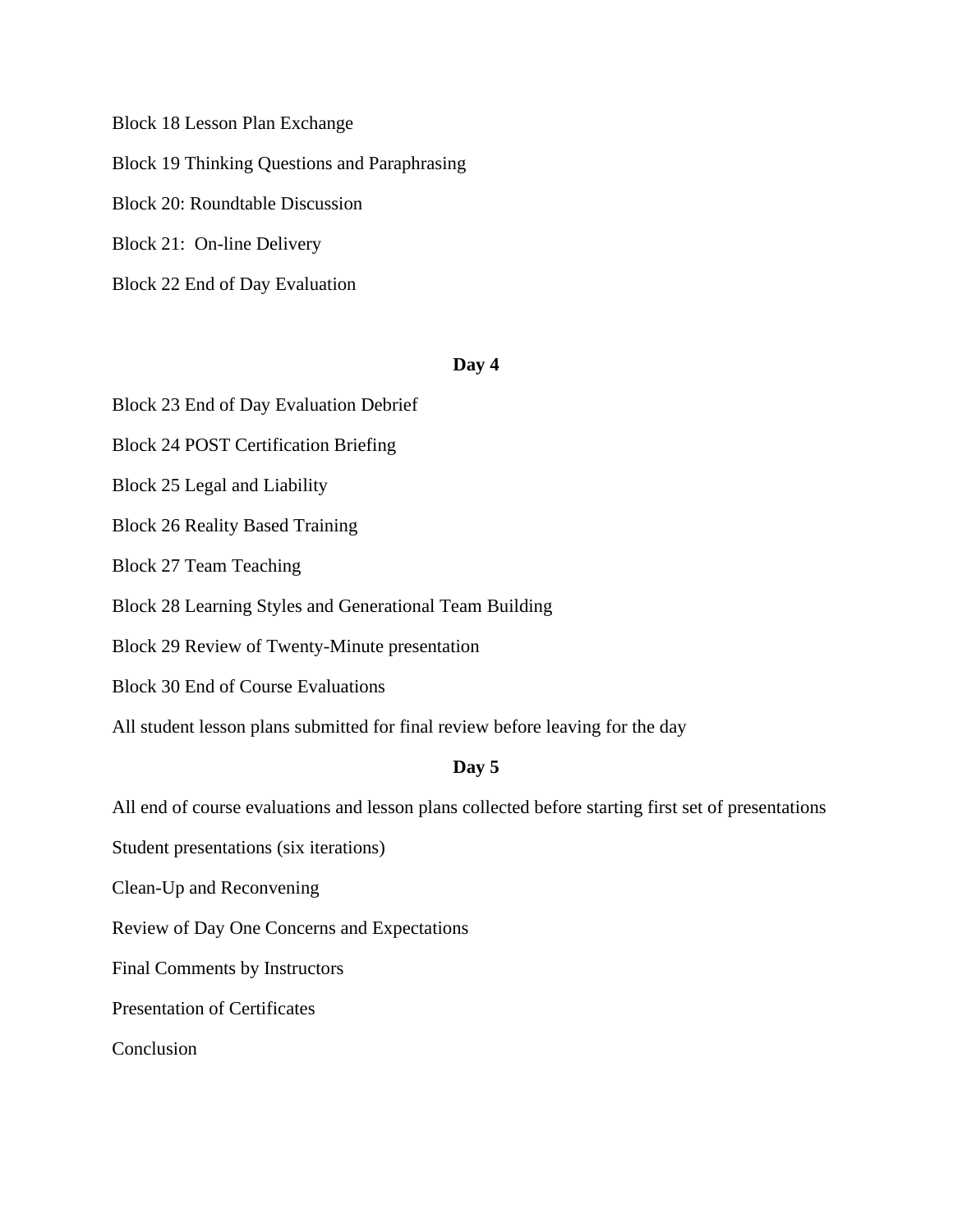Block 18 Lesson Plan Exchange

Block 19 Thinking Questions and Paraphrasing

Block 20: Roundtable Discussion

Block 21: On-line Delivery

Block 22 End of Day Evaluation

**Day 4**

Block 23 End of Day Evaluation Debrief

Block 24 POST Certification Briefing

Block 25 Legal and Liability

Block 26 Reality Based Training

Block 27 Team Teaching

Block 28 Learning Styles and Generational Team Building

Block 29 Review of Twenty-Minute presentation

Block 30 End of Course Evaluations

All student lesson plans submitted for final review before leaving for the day

**Day 5**

All end of course evaluations and lesson plans collected before starting first set of presentations

Student presentations (six iterations)

Clean-Up and Reconvening

Review of Day One Concerns and Expectations

Final Comments by Instructors

Presentation of Certificates

Conclusion